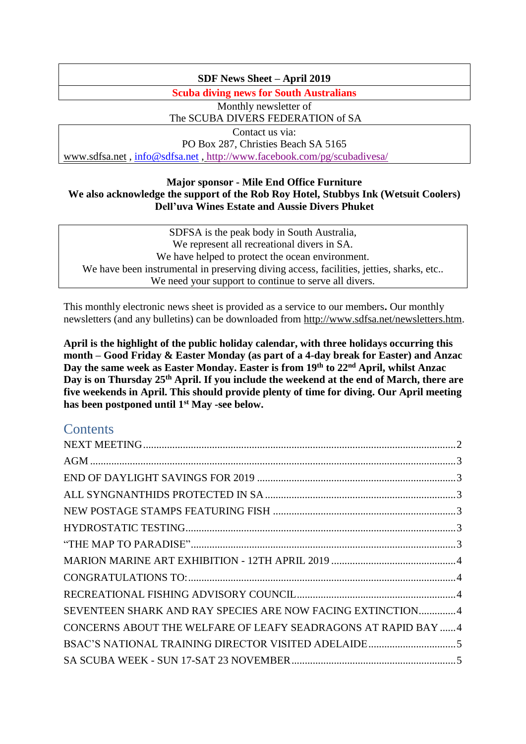**SDF News Sheet – April 2019**

**Scuba diving news for South Australians**

Monthly newsletter of
The SCUBA DIVERS FEDERATION of SA

Contact us via:
PO Box 287, Christies Beach SA 5165
www.sdfsa.net , info@sdfsa.net , http://www.facebook.com/pg/scubadivesa/

**Major sponsor - Mile End Office Furniture**
**We also acknowledge the support of the Rob Roy Hotel, Stubbys Ink (Wetsuit Coolers) Dell'uva Wines Estate and Aussie Divers Phuket**

SDFSA is the peak body in South Australia,
We represent all recreational divers in SA.
We have helped to protect the ocean environment.
We have been instrumental in preserving diving access, facilities, jetties, sharks, etc..
We need your support to continue to serve all divers.

This monthly electronic news sheet is provided as a service to our members**.** Our monthly newsletters (and any bulletins) can be downloaded from http://www.sdfsa.net/newsletters.htm.

**April is the highlight of the public holiday calendar, with three holidays occurring this month – Good Friday & Easter Monday (as part of a 4-day break for Easter) and Anzac Day the same week as Easter Monday. Easter is from 19th to 22nd April, whilst Anzac Day is on Thursday 25th April. If you include the weekend at the end of March, there are five weekends in April. This should provide plenty of time for diving. Our April meeting has been postponed until 1st May -see below.**

## Contents

- NEXT MEETING ..... 2
- AGM ..... 3
- END OF DAYLIGHT SAVINGS FOR 2019 ..... 3
- ALL SYNGNANTHIDS PROTECTED IN SA ..... 3
- NEW POSTAGE STAMPS FEATURING FISH ..... 3
- HYDROSTATIC TESTING ..... 3
- "THE MAP TO PARADISE" ..... 3
- MARION MARINE ART EXHIBITION - 12TH APRIL 2019 ..... 4
- CONGRATULATIONS TO: ..... 4
- RECREATIONAL FISHING ADVISORY COUNCIL ..... 4
- SEVENTEEN SHARK AND RAY SPECIES ARE NOW FACING EXTINCTION ..... 4
- CONCERNS ABOUT THE WELFARE OF LEAFY SEADRAGONS AT RAPID BAY ..... 4
- BSAC'S NATIONAL TRAINING DIRECTOR VISITED ADELAIDE ..... 5
- SA SCUBA WEEK - SUN 17-SAT 23 NOVEMBER ..... 5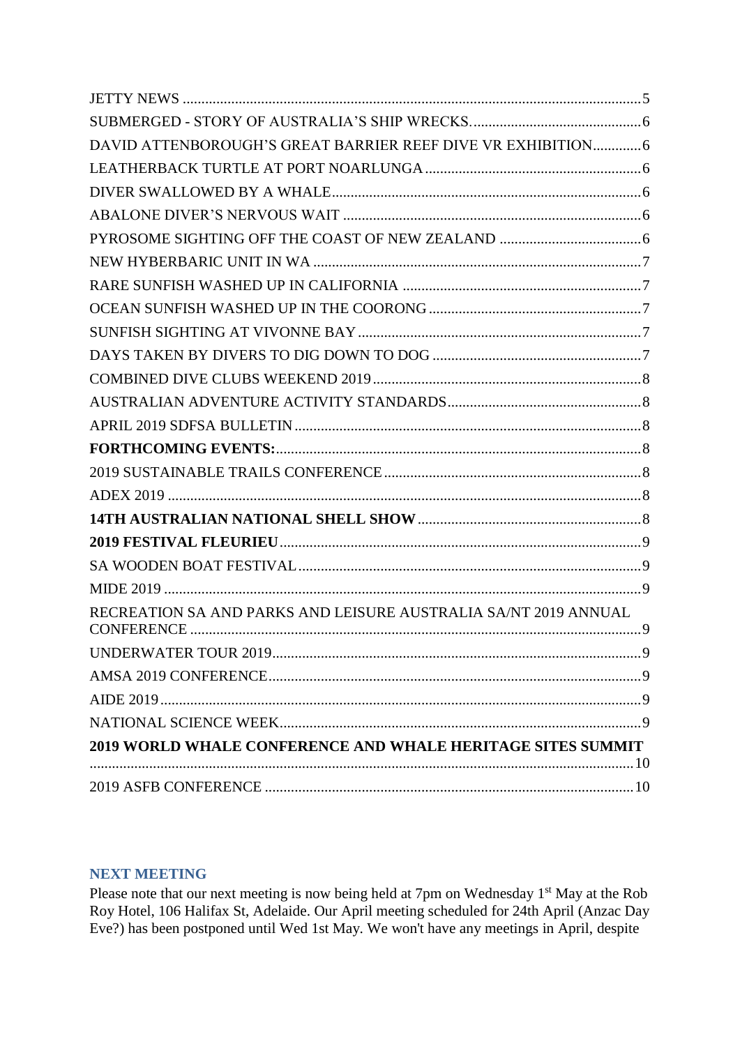JETTY NEWS ..... 5
SUBMERGED - STORY OF AUSTRALIA'S SHIP WRECKS. ..... 6
DAVID ATTENBOROUGH'S GREAT BARRIER REEF DIVE VR EXHIBITION ..... 6
LEATHERBACK TURTLE AT PORT NOARLUNGA ..... 6
DIVER SWALLOWED BY A WHALE ..... 6
ABALONE DIVER'S NERVOUS WAIT ..... 6
PYROSOME SIGHTING OFF THE COAST OF NEW ZEALAND ..... 6
NEW HYBERBARIC UNIT IN WA ..... 7
RARE SUNFISH WASHED UP IN CALIFORNIA ..... 7
OCEAN SUNFISH WASHED UP IN THE COORONG ..... 7
SUNFISH SIGHTING AT VIVONNE BAY ..... 7
DAYS TAKEN BY DIVERS TO DIG DOWN TO DOG ..... 7
COMBINED DIVE CLUBS WEEKEND 2019 ..... 8
AUSTRALIAN ADVENTURE ACTIVITY STANDARDS ..... 8
APRIL 2019 SDFSA BULLETIN ..... 8
**FORTHCOMING EVENTS:** ..... 8
2019 SUSTAINABLE TRAILS CONFERENCE ..... 8
ADEX 2019 ..... 8
**14TH AUSTRALIAN NATIONAL SHELL SHOW** ..... 8
**2019 FESTIVAL FLEURIEU** ..... 9
SA WOODEN BOAT FESTIVAL ..... 9
MIDE 2019 ..... 9
RECREATION SA AND PARKS AND LEISURE AUSTRALIA SA/NT 2019 ANNUAL CONFERENCE ..... 9
UNDERWATER TOUR 2019 ..... 9
AMSA 2019 CONFERENCE ..... 9
AIDE 2019 ..... 9
NATIONAL SCIENCE WEEK ..... 9
**2019 WORLD WHALE CONFERENCE AND WHALE HERITAGE SITES SUMMIT** ..... 10
2019 ASFB CONFERENCE ..... 10

## NEXT MEETING

Please note that our next meeting is now being held at 7pm on Wednesday 1st May at the Rob Roy Hotel, 106 Halifax St, Adelaide. Our April meeting scheduled for 24th April (Anzac Day Eve?) has been postponed until Wed 1st May. We won't have any meetings in April, despite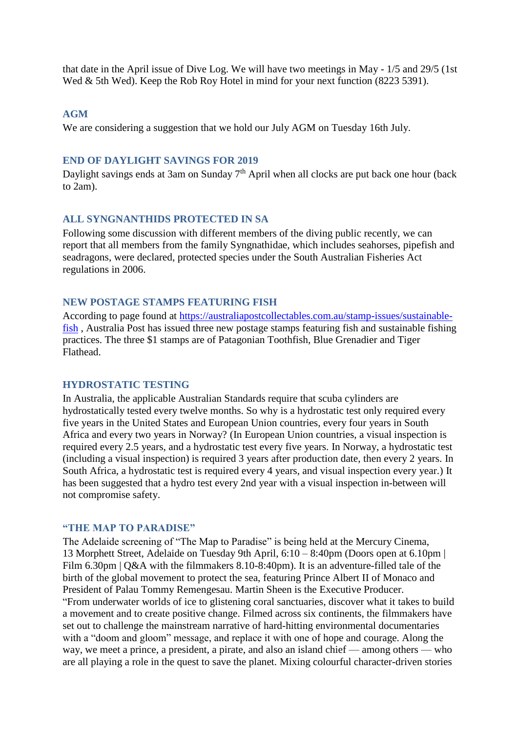that date in the April issue of Dive Log. We will have two meetings in May - 1/5 and 29/5 (1st Wed & 5th Wed). Keep the Rob Roy Hotel in mind for your next function (8223 5391).

## AGM

We are considering a suggestion that we hold our July AGM on Tuesday 16th July.

## END OF DAYLIGHT SAVINGS FOR 2019

Daylight savings ends at 3am on Sunday 7th April when all clocks are put back one hour (back to 2am).

## ALL SYNGNANTHIDS PROTECTED IN SA

Following some discussion with different members of the diving public recently, we can report that all members from the family Syngnathidae, which includes seahorses, pipefish and seadragons, were declared, protected species under the South Australian Fisheries Act regulations in 2006.

## NEW POSTAGE STAMPS FEATURING FISH

According to page found at https://australiapostcollectables.com.au/stamp-issues/sustainable-fish , Australia Post has issued three new postage stamps featuring fish and sustainable fishing practices. The three $1 stamps are of Patagonian Toothfish, Blue Grenadier and Tiger Flathead.

## HYDROSTATIC TESTING

In Australia, the applicable Australian Standards require that scuba cylinders are hydrostatically tested every twelve months. So why is a hydrostatic test only required every five years in the United States and European Union countries, every four years in South Africa and every two years in Norway? (In European Union countries, a visual inspection is required every 2.5 years, and a hydrostatic test every five years. In Norway, a hydrostatic test (including a visual inspection) is required 3 years after production date, then every 2 years. In South Africa, a hydrostatic test is required every 4 years, and visual inspection every year.) It has been suggested that a hydro test every 2nd year with a visual inspection in-between will not compromise safety.

## "THE MAP TO PARADISE"

The Adelaide screening of "The Map to Paradise" is being held at the Mercury Cinema, 13 Morphett Street, Adelaide on Tuesday 9th April, 6:10 – 8:40pm (Doors open at 6.10pm | Film 6.30pm | Q&A with the filmmakers 8.10-8:40pm). It is an adventure-filled tale of the birth of the global movement to protect the sea, featuring Prince Albert II of Monaco and President of Palau Tommy Remengesau. Martin Sheen is the Executive Producer.
"From underwater worlds of ice to glistening coral sanctuaries, discover what it takes to build a movement and to create positive change. Filmed across six continents, the filmmakers have set out to challenge the mainstream narrative of hard-hitting environmental documentaries with a "doom and gloom" message, and replace it with one of hope and courage. Along the way, we meet a prince, a president, a pirate, and also an island chief — among others — who are all playing a role in the quest to save the planet. Mixing colourful character-driven stories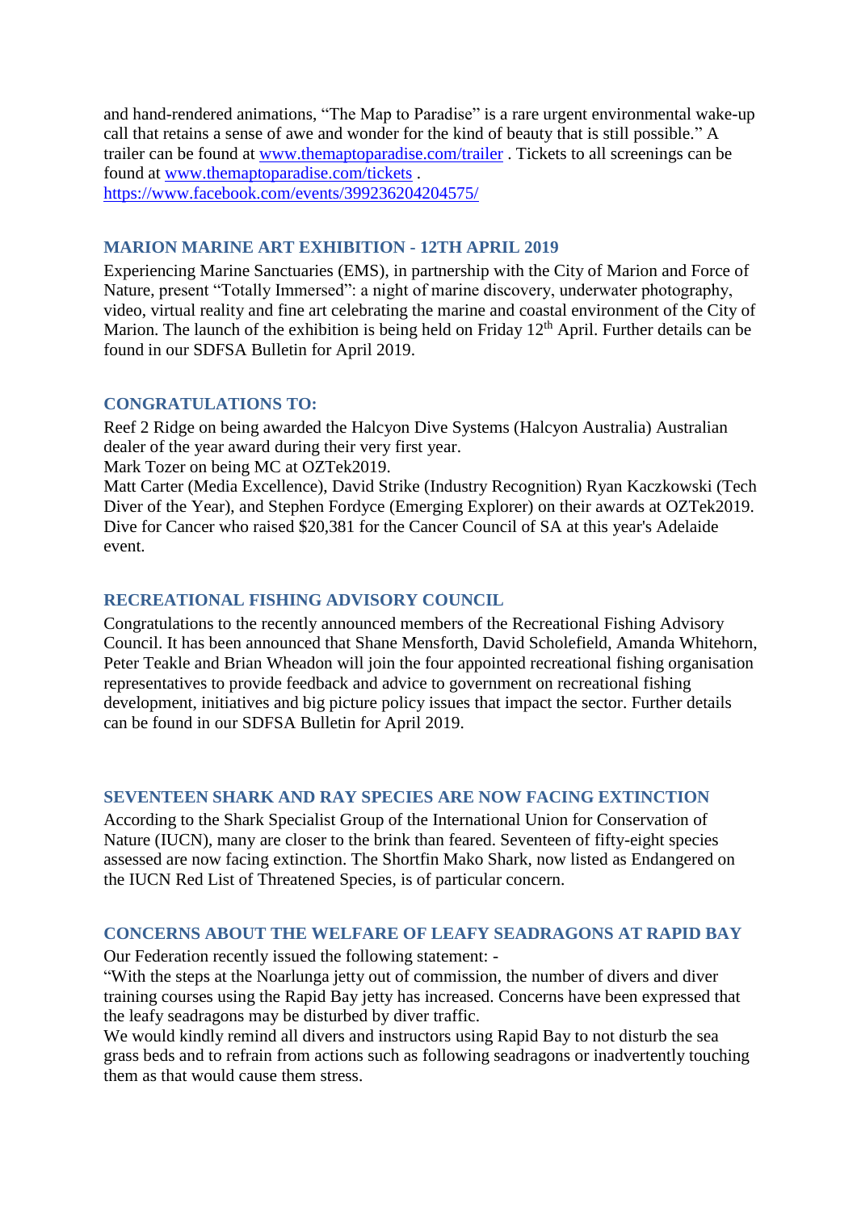and hand-rendered animations, "The Map to Paradise" is a rare urgent environmental wake-up call that retains a sense of awe and wonder for the kind of beauty that is still possible." A trailer can be found at [www.themaptoparadise.com/trailer](http://www.themaptoparadise.com/trailer) . Tickets to all screenings can be found at [www.themaptoparadise.com/tickets](http://www.themaptoparadise.com/tickets) .
[https://www.facebook.com/events/399236204204575/](https://www.facebook.com/events/399236204204575/)

### MARION MARINE ART EXHIBITION - 12TH APRIL 2019

Experiencing Marine Sanctuaries (EMS), in partnership with the City of Marion and Force of Nature, present "Totally Immersed": a night of marine discovery, underwater photography, video, virtual reality and fine art celebrating the marine and coastal environment of the City of Marion. The launch of the exhibition is being held on Friday 12th April. Further details can be found in our SDFSA Bulletin for April 2019.

### CONGRATULATIONS TO:

Reef 2 Ridge on being awarded the Halcyon Dive Systems (Halcyon Australia) Australian dealer of the year award during their very first year.
Mark Tozer on being MC at OZTek2019.
Matt Carter (Media Excellence), David Strike (Industry Recognition) Ryan Kaczkowski (Tech Diver of the Year), and Stephen Fordyce (Emerging Explorer) on their awards at OZTek2019.
Dive for Cancer who raised $20,381 for the Cancer Council of SA at this year's Adelaide event.

### RECREATIONAL FISHING ADVISORY COUNCIL

Congratulations to the recently announced members of the Recreational Fishing Advisory Council. It has been announced that Shane Mensforth, David Scholefield, Amanda Whitehorn, Peter Teakle and Brian Wheadon will join the four appointed recreational fishing organisation representatives to provide feedback and advice to government on recreational fishing development, initiatives and big picture policy issues that impact the sector. Further details can be found in our SDFSA Bulletin for April 2019.

### SEVENTEEN SHARK AND RAY SPECIES ARE NOW FACING EXTINCTION

According to the Shark Specialist Group of the International Union for Conservation of Nature (IUCN), many are closer to the brink than feared. Seventeen of fifty-eight species assessed are now facing extinction. The Shortfin Mako Shark, now listed as Endangered on the IUCN Red List of Threatened Species, is of particular concern.

### CONCERNS ABOUT THE WELFARE OF LEAFY SEADRAGONS AT RAPID BAY

Our Federation recently issued the following statement: -
"With the steps at the Noarlunga jetty out of commission, the number of divers and diver training courses using the Rapid Bay jetty has increased. Concerns have been expressed that the leafy seadragons may be disturbed by diver traffic.
We would kindly remind all divers and instructors using Rapid Bay to not disturb the sea grass beds and to refrain from actions such as following seadragons or inadvertently touching them as that would cause them stress.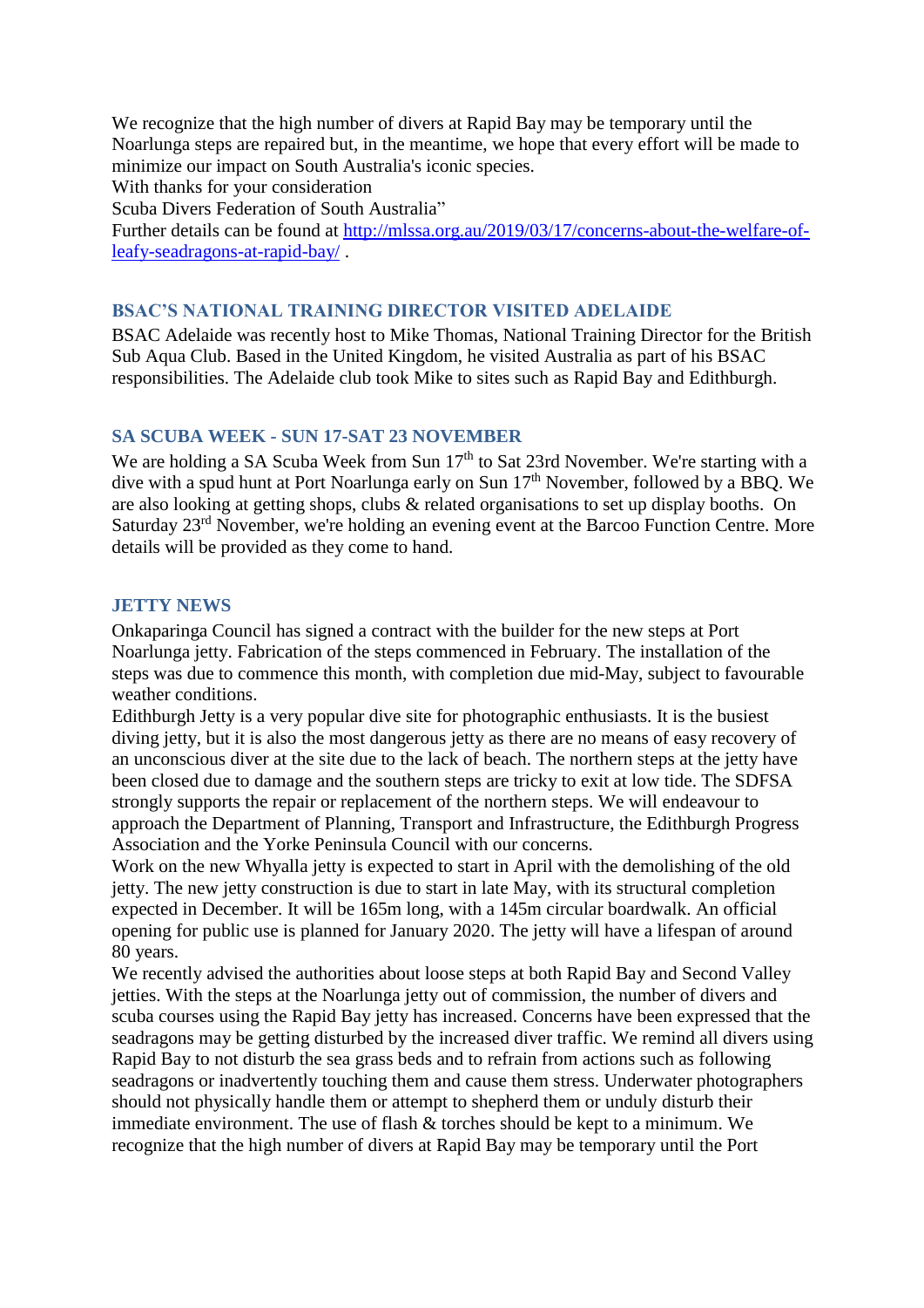We recognize that the high number of divers at Rapid Bay may be temporary until the Noarlunga steps are repaired but, in the meantime, we hope that every effort will be made to minimize our impact on South Australia's iconic species.
With thanks for your consideration
Scuba Divers Federation of South Australia"
Further details can be found at [http://mlssa.org.au/2019/03/17/concerns-about-the-welfare-of-leafy-seadragons-at-rapid-bay/](http://mlssa.org.au/2019/03/17/concerns-about-the-welfare-of-leafy-seadragons-at-rapid-bay/) .

### BSAC'S NATIONAL TRAINING DIRECTOR VISITED ADELAIDE

BSAC Adelaide was recently host to Mike Thomas, National Training Director for the British Sub Aqua Club. Based in the United Kingdom, he visited Australia as part of his BSAC responsibilities. The Adelaide club took Mike to sites such as Rapid Bay and Edithburgh.

### SA SCUBA WEEK - SUN 17-SAT 23 NOVEMBER

We are holding a SA Scuba Week from Sun 17th to Sat 23rd November. We're starting with a dive with a spud hunt at Port Noarlunga early on Sun 17th November, followed by a BBQ. We are also looking at getting shops, clubs & related organisations to set up display booths. On Saturday 23rd November, we're holding an evening event at the Barcoo Function Centre. More details will be provided as they come to hand.

### JETTY NEWS

Onkaparinga Council has signed a contract with the builder for the new steps at Port Noarlunga jetty. Fabrication of the steps commenced in February. The installation of the steps was due to commence this month, with completion due mid-May, subject to favourable weather conditions.
Edithburgh Jetty is a very popular dive site for photographic enthusiasts. It is the busiest diving jetty, but it is also the most dangerous jetty as there are no means of easy recovery of an unconscious diver at the site due to the lack of beach. The northern steps at the jetty have been closed due to damage and the southern steps are tricky to exit at low tide. The SDFSA strongly supports the repair or replacement of the northern steps. We will endeavour to approach the Department of Planning, Transport and Infrastructure, the Edithburgh Progress Association and the Yorke Peninsula Council with our concerns.
Work on the new Whyalla jetty is expected to start in April with the demolishing of the old jetty. The new jetty construction is due to start in late May, with its structural completion expected in December. It will be 165m long, with a 145m circular boardwalk. An official opening for public use is planned for January 2020. The jetty will have a lifespan of around 80 years.
We recently advised the authorities about loose steps at both Rapid Bay and Second Valley jetties. With the steps at the Noarlunga jetty out of commission, the number of divers and scuba courses using the Rapid Bay jetty has increased. Concerns have been expressed that the seadragons may be getting disturbed by the increased diver traffic. We remind all divers using Rapid Bay to not disturb the sea grass beds and to refrain from actions such as following seadragons or inadvertently touching them and cause them stress. Underwater photographers should not physically handle them or attempt to shepherd them or unduly disturb their immediate environment. The use of flash & torches should be kept to a minimum. We recognize that the high number of divers at Rapid Bay may be temporary until the Port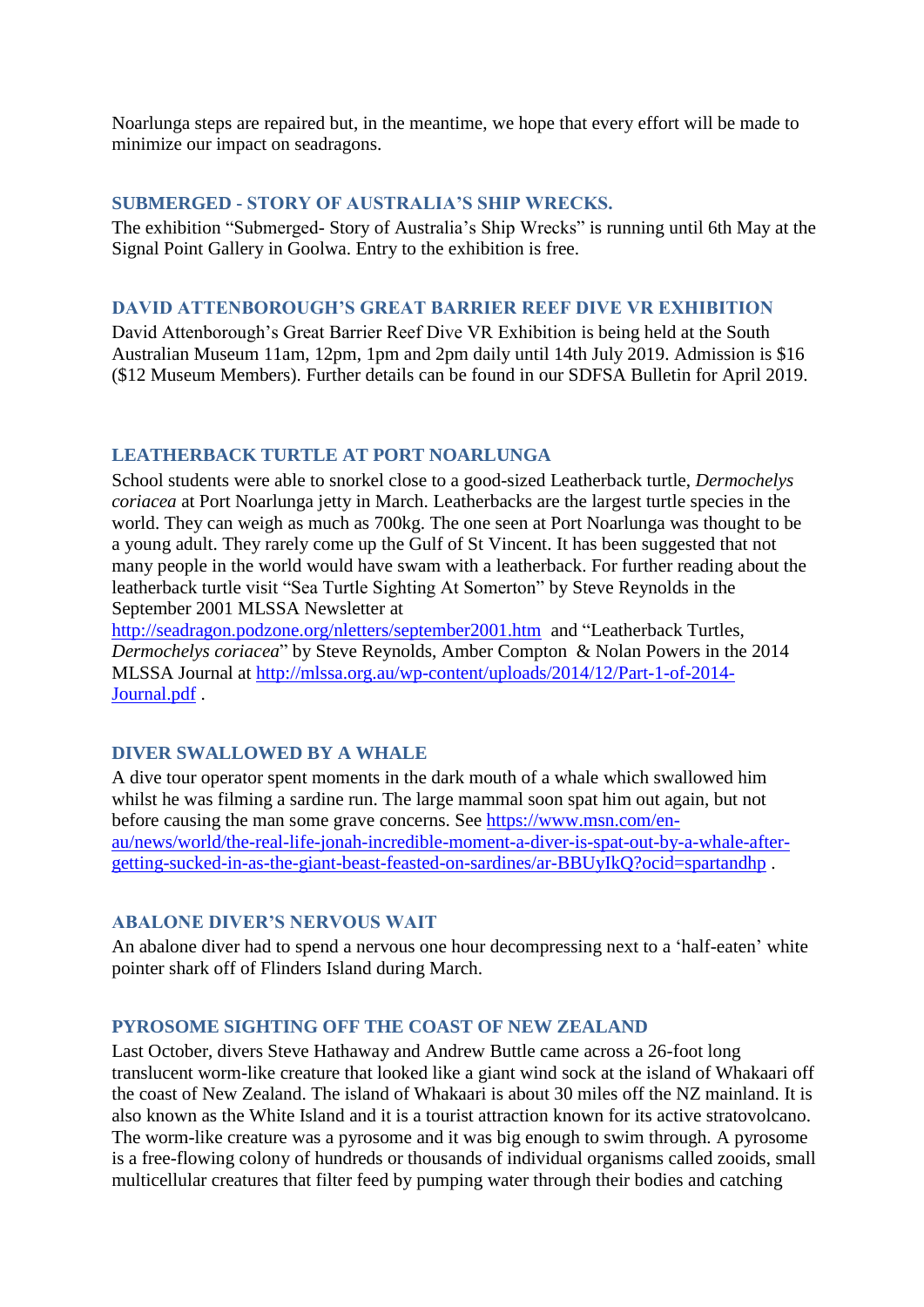Noarlunga steps are repaired but, in the meantime, we hope that every effort will be made to minimize our impact on seadragons.

### SUBMERGED - STORY OF AUSTRALIA'S SHIP WRECKS.

The exhibition "Submerged- Story of Australia's Ship Wrecks" is running until 6th May at the Signal Point Gallery in Goolwa. Entry to the exhibition is free.

### DAVID ATTENBOROUGH'S GREAT BARRIER REEF DIVE VR EXHIBITION

David Attenborough's Great Barrier Reef Dive VR Exhibition is being held at the South Australian Museum 11am, 12pm, 1pm and 2pm daily until 14th July 2019. Admission is $16 ($12 Museum Members). Further details can be found in our SDFSA Bulletin for April 2019.

### LEATHERBACK TURTLE AT PORT NOARLUNGA

School students were able to snorkel close to a good-sized Leatherback turtle, *Dermochelys coriacea* at Port Noarlunga jetty in March. Leatherbacks are the largest turtle species in the world. They can weigh as much as 700kg. The one seen at Port Noarlunga was thought to be a young adult. They rarely come up the Gulf of St Vincent. It has been suggested that not many people in the world would have swam with a leatherback. For further reading about the leatherback turtle visit "Sea Turtle Sighting At Somerton" by Steve Reynolds in the September 2001 MLSSA Newsletter at http://seadragon.podzone.org/nletters/september2001.htm and "Leatherback Turtles, *Dermochelys coriacea*" by Steve Reynolds, Amber Compton & Nolan Powers in the 2014 MLSSA Journal at http://mlssa.org.au/wp-content/uploads/2014/12/Part-1-of-2014-Journal.pdf .

### DIVER SWALLOWED BY A WHALE

A dive tour operator spent moments in the dark mouth of a whale which swallowed him whilst he was filming a sardine run. The large mammal soon spat him out again, but not before causing the man some grave concerns. See https://www.msn.com/en-au/news/world/the-real-life-jonah-incredible-moment-a-diver-is-spat-out-by-a-whale-after-getting-sucked-in-as-the-giant-beast-feasted-on-sardines/ar-BBUyIkQ?ocid=spartandhp .

### ABALONE DIVER'S NERVOUS WAIT

An abalone diver had to spend a nervous one hour decompressing next to a 'half-eaten' white pointer shark off of Flinders Island during March.

### PYROSOME SIGHTING OFF THE COAST OF NEW ZEALAND

Last October, divers Steve Hathaway and Andrew Buttle came across a 26-foot long translucent worm-like creature that looked like a giant wind sock at the island of Whakaari off the coast of New Zealand. The island of Whakaari is about 30 miles off the NZ mainland. It is also known as the White Island and it is a tourist attraction known for its active stratovolcano. The worm-like creature was a pyrosome and it was big enough to swim through. A pyrosome is a free-flowing colony of hundreds or thousands of individual organisms called zooids, small multicellular creatures that filter feed by pumping water through their bodies and catching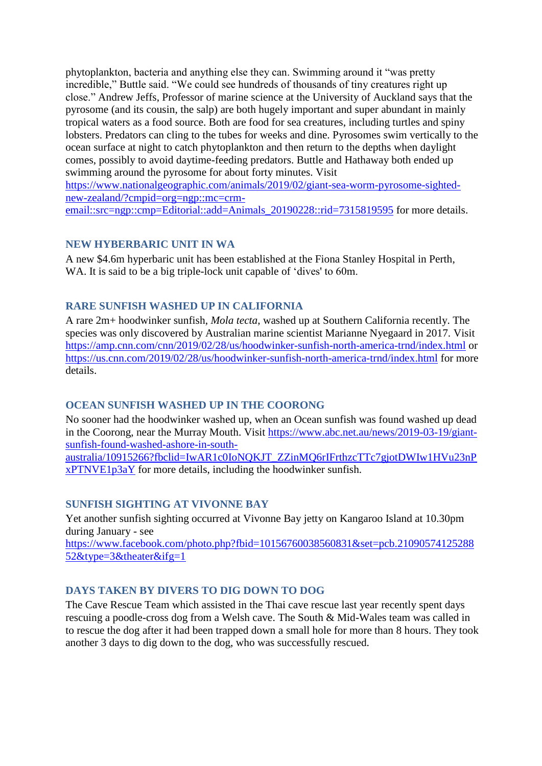phytoplankton, bacteria and anything else they can. Swimming around it "was pretty incredible," Buttle said. "We could see hundreds of thousands of tiny creatures right up close." Andrew Jeffs, Professor of marine science at the University of Auckland says that the pyrosome (and its cousin, the salp) are both hugely important and super abundant in mainly tropical waters as a food source. Both are food for sea creatures, including turtles and spiny lobsters. Predators can cling to the tubes for weeks and dine. Pyrosomes swim vertically to the ocean surface at night to catch phytoplankton and then return to the depths when daylight comes, possibly to avoid daytime-feeding predators. Buttle and Hathaway both ended up swimming around the pyrosome for about forty minutes. Visit https://www.nationalgeographic.com/animals/2019/02/giant-sea-worm-pyrosome-sighted-new-zealand/?cmpid=org=ngp::mc=crm-email::src=ngp::cmp=Editorial::add=Animals_20190228::rid=7315819595 for more details.

### NEW HYBERBARIC UNIT IN WA

A new $4.6m hyperbaric unit has been established at the Fiona Stanley Hospital in Perth, WA. It is said to be a big triple-lock unit capable of 'dives' to 60m.

### RARE SUNFISH WASHED UP IN CALIFORNIA

A rare 2m+ hoodwinker sunfish, *Mola tecta*, washed up at Southern California recently. The species was only discovered by Australian marine scientist Marianne Nyegaard in 2017. Visit https://amp.cnn.com/cnn/2019/02/28/us/hoodwinker-sunfish-north-america-trnd/index.html or https://us.cnn.com/2019/02/28/us/hoodwinker-sunfish-north-america-trnd/index.html for more details.

### OCEAN SUNFISH WASHED UP IN THE COORONG

No sooner had the hoodwinker washed up, when an Ocean sunfish was found washed up dead in the Coorong, near the Murray Mouth. Visit https://www.abc.net.au/news/2019-03-19/giant-sunfish-found-washed-ashore-in-south-australia/10915266?fbclid=IwAR1c0IoNQKJT_ZZinMQ6rIFrthzcTTc7gjotDWIw1HVu23nPxPTNVE1p3aY for more details, including the hoodwinker sunfish.

### SUNFISH SIGHTING AT VIVONNE BAY

Yet another sunfish sighting occurred at Vivonne Bay jetty on Kangaroo Island at 10.30pm during January - see https://www.facebook.com/photo.php?fbid=10156760038560831&set=pcb.2109057412528852&type=3&theater&ifg=1

### DAYS TAKEN BY DIVERS TO DIG DOWN TO DOG

The Cave Rescue Team which assisted in the Thai cave rescue last year recently spent days rescuing a poodle-cross dog from a Welsh cave. The South & Mid-Wales team was called in to rescue the dog after it had been trapped down a small hole for more than 8 hours. They took another 3 days to dig down to the dog, who was successfully rescued.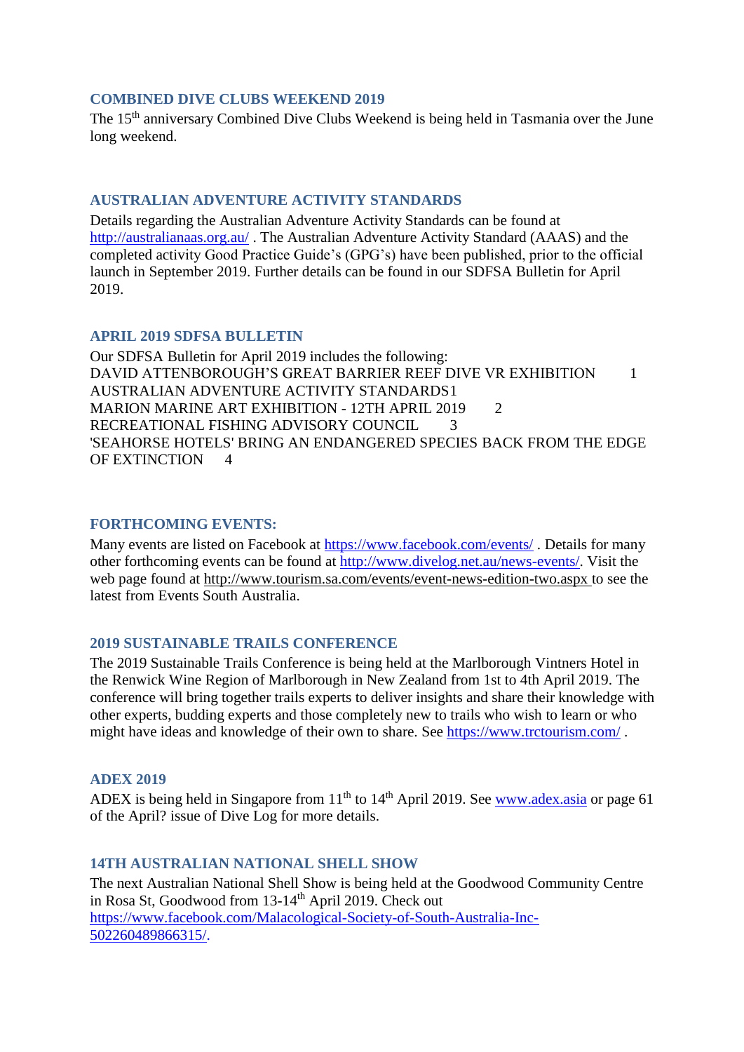## COMBINED DIVE CLUBS WEEKEND 2019

The 15th anniversary Combined Dive Clubs Weekend is being held in Tasmania over the June long weekend.

## AUSTRALIAN ADVENTURE ACTIVITY STANDARDS

Details regarding the Australian Adventure Activity Standards can be found at http://australianaas.org.au/ . The Australian Adventure Activity Standard (AAAS) and the completed activity Good Practice Guide's (GPG's) have been published, prior to the official launch in September 2019. Further details can be found in our SDFSA Bulletin for April 2019.

## APRIL 2019 SDFSA BULLETIN

Our SDFSA Bulletin for April 2019 includes the following:

DAVID ATTENBOROUGH'S GREAT BARRIER REEF DIVE VR EXHIBITION 1
AUSTRALIAN ADVENTURE ACTIVITY STANDARDS 1
MARION MARINE ART EXHIBITION - 12TH APRIL 2019 2
RECREATIONAL FISHING ADVISORY COUNCIL 3
'SEAHORSE HOTELS' BRING AN ENDANGERED SPECIES BACK FROM THE EDGE OF EXTINCTION 4

## FORTHCOMING EVENTS:

Many events are listed on Facebook at https://www.facebook.com/events/ . Details for many other forthcoming events can be found at http://www.divelog.net.au/news-events/. Visit the web page found at http://www.tourism.sa.com/events/event-news-edition-two.aspx to see the latest from Events South Australia.

## 2019 SUSTAINABLE TRAILS CONFERENCE

The 2019 Sustainable Trails Conference is being held at the Marlborough Vintners Hotel in the Renwick Wine Region of Marlborough in New Zealand from 1st to 4th April 2019. The conference will bring together trails experts to deliver insights and share their knowledge with other experts, budding experts and those completely new to trails who wish to learn or who might have ideas and knowledge of their own to share. See https://www.trctourism.com/ .

## ADEX 2019

ADEX is being held in Singapore from 11th to 14th April 2019. See www.adex.asia or page 61 of the April? issue of Dive Log for more details.

## 14TH AUSTRALIAN NATIONAL SHELL SHOW

The next Australian National Shell Show is being held at the Goodwood Community Centre in Rosa St, Goodwood from 13-14th April 2019. Check out https://www.facebook.com/Malacological-Society-of-South-Australia-Inc-502260489866315/.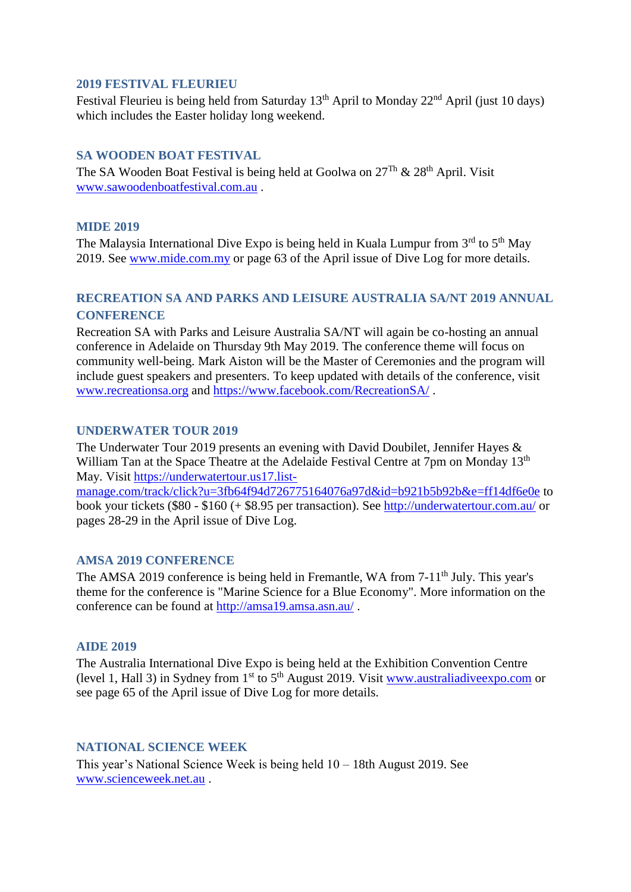### 2019 FESTIVAL FLEURIEU

Festival Fleurieu is being held from Saturday 13th April to Monday 22nd April (just 10 days) which includes the Easter holiday long weekend.

### SA WOODEN BOAT FESTIVAL

The SA Wooden Boat Festival is being held at Goolwa on 27Th & 28th April. Visit [www.sawoodenboatfestival.com.au](http://www.sawoodenboatfestival.com.au) .

### MIDE 2019

The Malaysia International Dive Expo is being held in Kuala Lumpur from 3rd to 5th May 2019. See [www.mide.com.my](http://www.mide.com.my) or page 63 of the April issue of Dive Log for more details.

### RECREATION SA AND PARKS AND LEISURE AUSTRALIA SA/NT 2019 ANNUAL CONFERENCE

Recreation SA with Parks and Leisure Australia SA/NT will again be co-hosting an annual conference in Adelaide on Thursday 9th May 2019. The conference theme will focus on community well-being. Mark Aiston will be the Master of Ceremonies and the program will include guest speakers and presenters. To keep updated with details of the conference, visit [www.recreationsa.org](http://www.recreationsa.org) and [https://www.facebook.com/RecreationSA/](https://www.facebook.com/RecreationSA/) .

### UNDERWATER TOUR 2019

The Underwater Tour 2019 presents an evening with David Doubilet, Jennifer Hayes & William Tan at the Space Theatre at the Adelaide Festival Centre at 7pm on Monday 13th May. Visit [https://underwatertour.us17.list-manage.com/track/click?u=3fb64f94d726775164076a97d&id=b921b5b92b&e=ff14df6e0e](https://underwatertour.us17.list-manage.com/track/click?u=3fb64f94d726775164076a97d&id=b921b5b92b&e=ff14df6e0e) to book your tickets ($80 - $160 (+ $8.95 per transaction). See [http://underwatertour.com.au/](http://underwatertour.com.au/) or pages 28-29 in the April issue of Dive Log.

### AMSA 2019 CONFERENCE

The AMSA 2019 conference is being held in Fremantle, WA from 7-11th July. This year's theme for the conference is "Marine Science for a Blue Economy". More information on the conference can be found at [http://amsa19.amsa.asn.au/](http://amsa19.amsa.asn.au/) .

### AIDE 2019

The Australia International Dive Expo is being held at the Exhibition Convention Centre (level 1, Hall 3) in Sydney from 1st to 5th August 2019. Visit [www.australiadiveexpo.com](http://www.australiadiveexpo.com) or see page 65 of the April issue of Dive Log for more details.

### NATIONAL SCIENCE WEEK

This year's National Science Week is being held 10 – 18th August 2019. See [www.scienceweek.net.au](http://www.scienceweek.net.au) .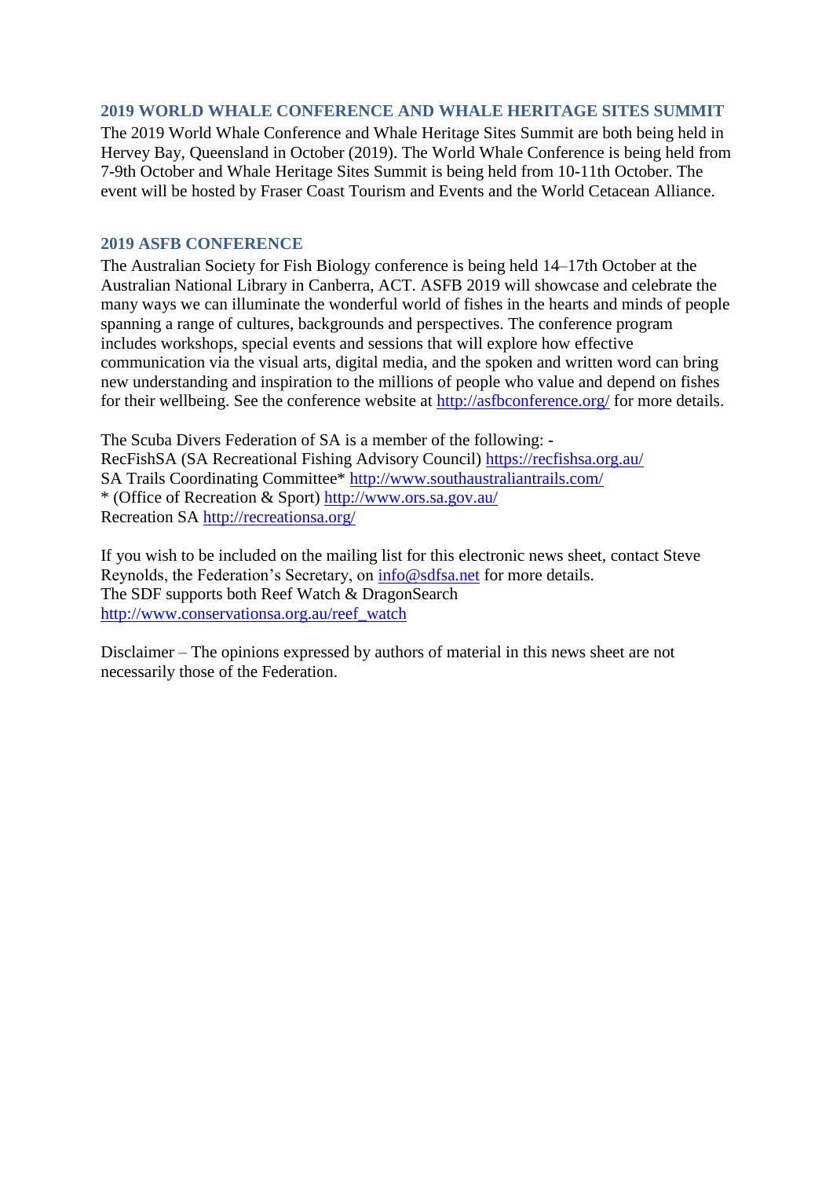## 2019 WORLD WHALE CONFERENCE AND WHALE HERITAGE SITES SUMMIT

The 2019 World Whale Conference and Whale Heritage Sites Summit are both being held in Hervey Bay, Queensland in October (2019). The World Whale Conference is being held from 7-9th October and Whale Heritage Sites Summit is being held from 10-11th October. The event will be hosted by Fraser Coast Tourism and Events and the World Cetacean Alliance.

## 2019 ASFB CONFERENCE

The Australian Society for Fish Biology conference is being held 14–17th October at the Australian National Library in Canberra, ACT. ASFB 2019 will showcase and celebrate the many ways we can illuminate the wonderful world of fishes in the hearts and minds of people spanning a range of cultures, backgrounds and perspectives. The conference program includes workshops, special events and sessions that will explore how effective communication via the visual arts, digital media, and the spoken and written word can bring new understanding and inspiration to the millions of people who value and depend on fishes for their wellbeing. See the conference website at http://asfbconference.org/ for more details.

The Scuba Divers Federation of SA is a member of the following: -
RecFishSA (SA Recreational Fishing Advisory Council) https://recfishsa.org.au/
SA Trails Coordinating Committee* http://www.southaustraliantrails.com/
* (Office of Recreation & Sport) http://www.ors.sa.gov.au/
Recreation SA http://recreationsa.org/

If you wish to be included on the mailing list for this electronic news sheet, contact Steve Reynolds, the Federation's Secretary, on info@sdfsa.net for more details.
The SDF supports both Reef Watch & DragonSearch
http://www.conservationsa.org.au/reef_watch

Disclaimer – The opinions expressed by authors of material in this news sheet are not necessarily those of the Federation.